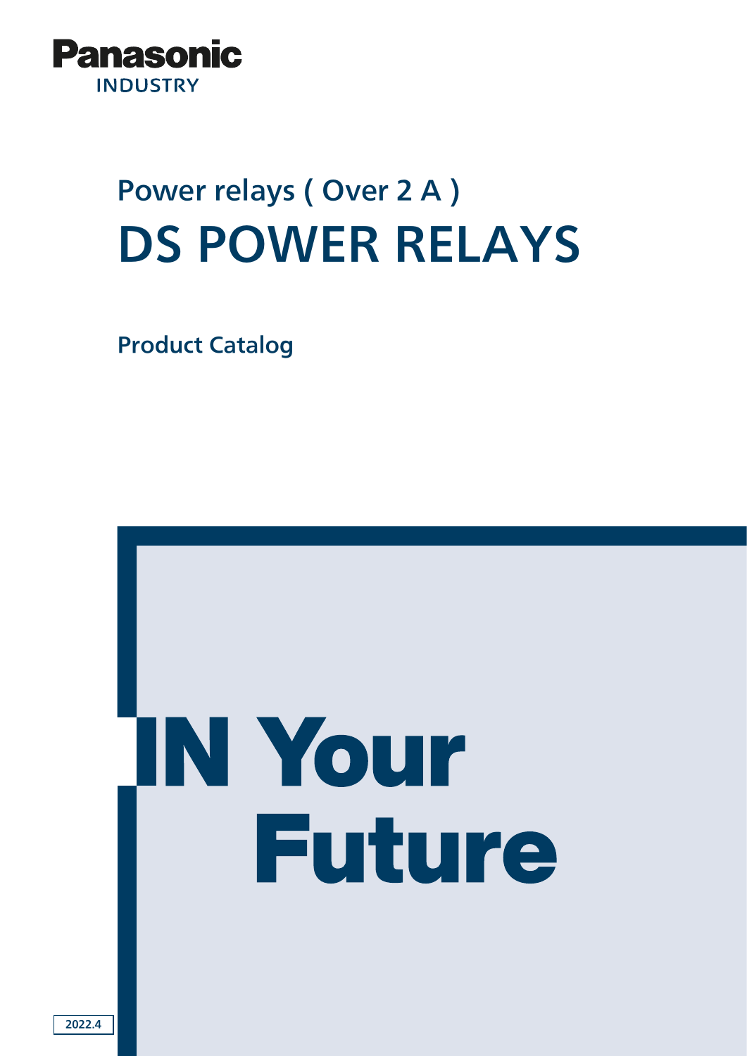Panasonic

INDUSTRY

## Power relays ( Over 2 A )

# DS POWER RELAYS

**Product Catalog**

IN Your Future

2022.4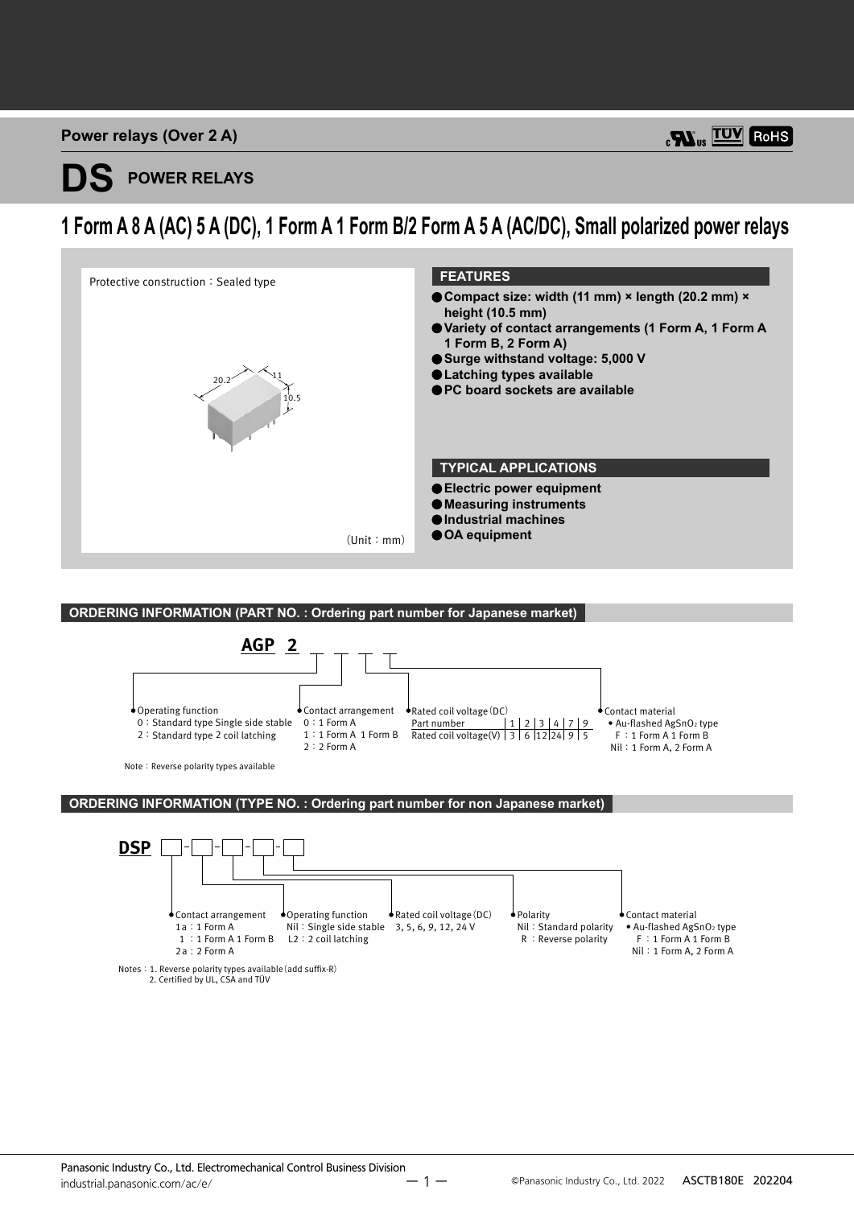Power relays (Over 2 A)

# DS POWER RELAYS

## 1 Form A 8 A (AC) 5 A (DC), 1 Form A 1 Form B/2 Form A 5 A (AC/DC), Small polarized power relays

Protective construction：Sealed type

20.2 11 10.5

(Unit：mm)

### FEATURES

- **Compact size: width (11 mm) × length (20.2 mm) × height (10.5 mm)**
- **Variety of contact arrangements (1 Form A, 1 Form A 1 Form B, 2 Form A)**
- **Surge withstand voltage: 5,000 V**
- **Latching types available**
- **PC board sockets are available**

### TYPICAL APPLICATIONS

- **Electric power equipment**
- **Measuring instruments**
- **Industrial machines**
- **OA equipment**

### ORDERING INFORMATION (PART NO. : Ordering part number for Japanese market)

**AGP 2** □ □ □ □

- Operating function
  - 0：Standard type Single side stable
  - 2：Standard type 2 coil latching
- Contact arrangement
  - 0：1 Form A
  - 1：1 Form A 1 Form B
  - 2：2 Form A
- Rated coil voltage (DC)

| Part number | 1 | 2 | 3 | 4 | 7 | 9 |
|---|---|---|---|---|---|---|
| Rated coil voltage(V) | 3 | 6 | 12 | 24 | 9 | 5 |

- Contact material
  - Au-flashed $AgSnO_2$ type
  - F：1 Form A 1 Form B
  - Nil：1 Form A, 2 Form A

Note：Reverse polarity types available

### ORDERING INFORMATION (TYPE NO. : Ordering part number for non Japanese market)

**DSP** □-□-□-□-□

- Contact arrangement
  - 1a：1 Form A
  - 1：1 Form A 1 Form B
  - 2a：2 Form A
- Operating function
  - Nil：Single side stable
  - L2：2 coil latching
- Rated coil voltage (DC)
  - 3, 5, 6, 9, 12, 24 V
- Polarity
  - Nil：Standard polarity
  - R：Reverse polarity
- Contact material
  - Au-flashed $AgSnO_2$ type
  - F：1 Form A 1 Form B
  - Nil：1 Form A, 2 Form A

Notes：1. Reverse polarity types available (add suffix-R)
2. Certified by UL, CSA and TÜV

Panasonic Industry Co., Ltd. Electromechanical Control Business Division
industrial.panasonic.com/ac/e/

©Panasonic Industry Co., Ltd. 2022 ASCTB180E 202204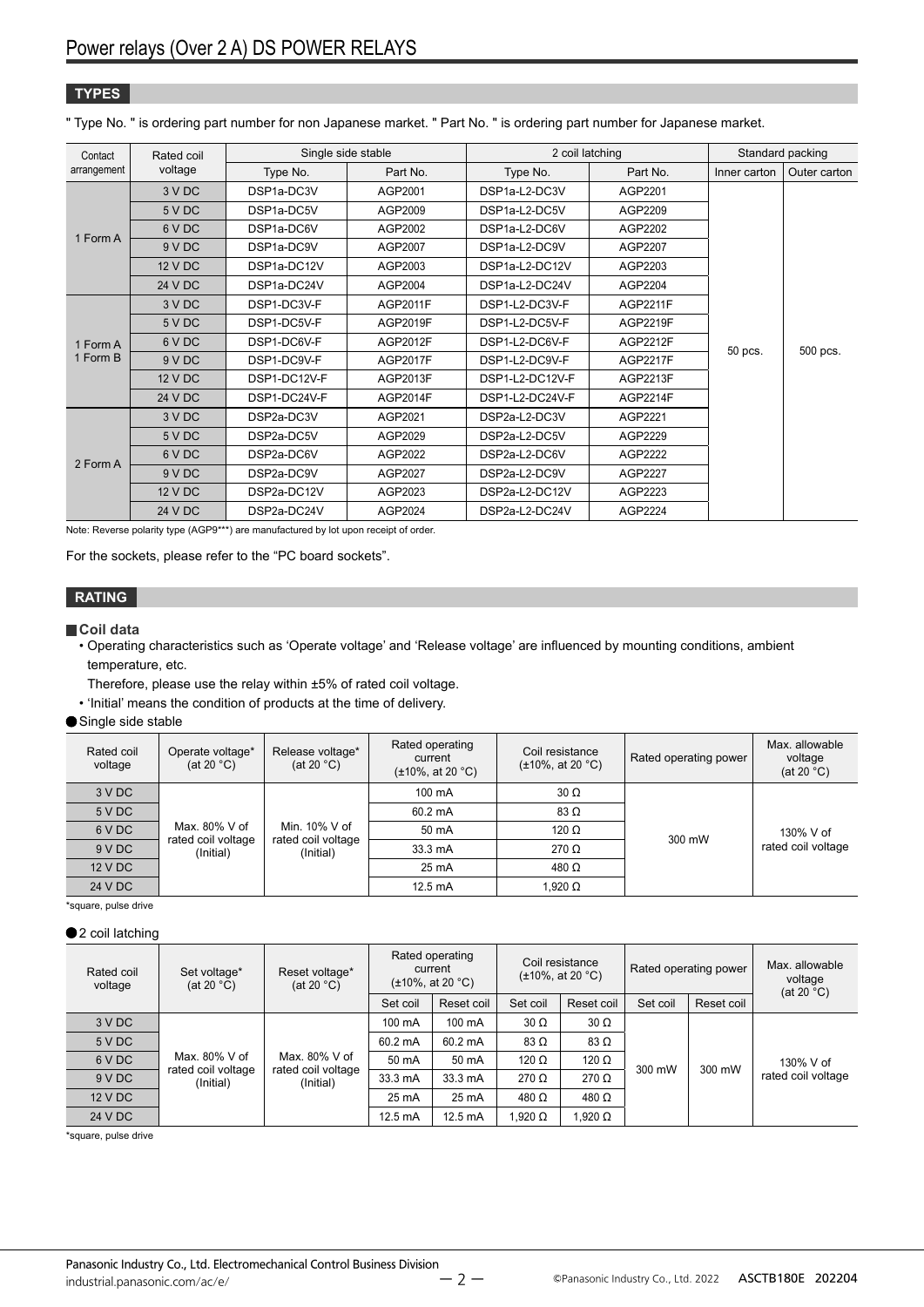## TYPES

" Type No. " is ordering part number for non Japanese market. " Part No. " is ordering part number for Japanese market.

| Contact arrangement | Rated coil voltage | Single side stable | | 2 coil latching | | Standard packing | |
|---|---|---|---|---|---|---|---|
| | | Type No. | Part No. | Type No. | Part No. | Inner carton | Outer carton |
| 1 Form A | 3 V DC | DSP1a-DC3V | AGP2001 | DSP1a-L2-DC3V | AGP2201 | 50 pcs. | 500 pcs. |
| | 5 V DC | DSP1a-DC5V | AGP2009 | DSP1a-L2-DC5V | AGP2209 | | |
| | 6 V DC | DSP1a-DC6V | AGP2002 | DSP1a-L2-DC6V | AGP2202 | | |
| | 9 V DC | DSP1a-DC9V | AGP2007 | DSP1a-L2-DC9V | AGP2207 | | |
| | 12 V DC | DSP1a-DC12V | AGP2003 | DSP1a-L2-DC12V | AGP2203 | | |
| | 24 V DC | DSP1a-DC24V | AGP2004 | DSP1a-L2-DC24V | AGP2204 | | |
| 1 Form A 1 Form B | 3 V DC | DSP1-DC3V-F | AGP2011F | DSP1-L2-DC3V-F | AGP2211F | | |
| | 5 V DC | DSP1-DC5V-F | AGP2019F | DSP1-L2-DC5V-F | AGP2219F | | |
| | 6 V DC | DSP1-DC6V-F | AGP2012F | DSP1-L2-DC6V-F | AGP2212F | | |
| | 9 V DC | DSP1-DC9V-F | AGP2017F | DSP1-L2-DC9V-F | AGP2217F | | |
| | 12 V DC | DSP1-DC12V-F | AGP2013F | DSP1-L2-DC12V-F | AGP2213F | | |
| | 24 V DC | DSP1-DC24V-F | AGP2014F | DSP1-L2-DC24V-F | AGP2214F | | |
| 2 Form A | 3 V DC | DSP2a-DC3V | AGP2021 | DSP2a-L2-DC3V | AGP2221 | | |
| | 5 V DC | DSP2a-DC5V | AGP2029 | DSP2a-L2-DC5V | AGP2229 | | |
| | 6 V DC | DSP2a-DC6V | AGP2022 | DSP2a-L2-DC6V | AGP2222 | | |
| | 9 V DC | DSP2a-DC9V | AGP2027 | DSP2a-L2-DC9V | AGP2227 | | |
| | 12 V DC | DSP2a-DC12V | AGP2023 | DSP2a-L2-DC12V | AGP2223 | | |
| | 24 V DC | DSP2a-DC24V | AGP2024 | DSP2a-L2-DC24V | AGP2224 | | |

Note: Reverse polarity type (AGP9***) are manufactured by lot upon receipt of order.

For the sockets, please refer to the “PC board sockets”.

## RATING

### Coil data

- Operating characteristics such as ‘Operate voltage’ and ‘Release voltage’ are influenced by mounting conditions, ambient temperature, etc.
  Therefore, please use the relay within ±5% of rated coil voltage.
- ‘Initial’ means the condition of products at the time of delivery.

#### Single side stable

| Rated coil voltage | Operate voltage* (at 20 °C) | Release voltage* (at 20 °C) | Rated operating current (±10%, at 20 °C) | Coil resistance (±10%, at 20 °C) | Rated operating power | Max. allowable voltage (at 20 °C) |
|---|---|---|---|---|---|---|
| 3 V DC | Max. 80% V of rated coil voltage (Initial) | Min. 10% V of rated coil voltage (Initial) | 100 mA | 30 Ω | 300 mW | 130% V of rated coil voltage |
| 5 V DC | | | 60.2 mA | 83 Ω | | |
| 6 V DC | | | 50 mA | 120 Ω | | |
| 9 V DC | | | 33.3 mA | 270 Ω | | |
| 12 V DC | | | 25 mA | 480 Ω | | |
| 24 V DC | | | 12.5 mA | 1,920 Ω | | |

*square, pulse drive

#### 2 coil latching

| Rated coil voltage | Set voltage* (at 20 °C) | Reset voltage* (at 20 °C) | Rated operating current (±10%, at 20 °C) | | Coil resistance (±10%, at 20 °C) | | Rated operating power | | Max. allowable voltage (at 20 °C) |
|---|---|---|---|---|---|---|---|---|---|
| | | | Set coil | Reset coil | Set coil | Reset coil | Set coil | Reset coil | |
| 3 V DC | Max. 80% V of rated coil voltage (Initial) | Max. 80% V of rated coil voltage (Initial) | 100 mA | 100 mA | 30 Ω | 30 Ω | 300 mW | 300 mW | 130% V of rated coil voltage |
| 5 V DC | | | 60.2 mA | 60.2 mA | 83 Ω | 83 Ω | | | |
| 6 V DC | | | 50 mA | 50 mA | 120 Ω | 120 Ω | | | |
| 9 V DC | | | 33.3 mA | 33.3 mA | 270 Ω | 270 Ω | | | |
| 12 V DC | | | 25 mA | 25 mA | 480 Ω | 480 Ω | | | |
| 24 V DC | | | 12.5 mA | 12.5 mA | 1,920 Ω | 1,920 Ω | | | |

*square, pulse drive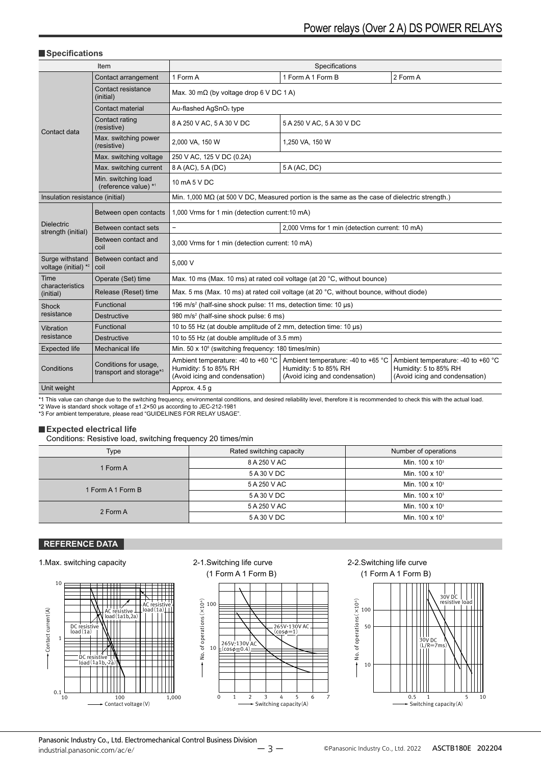## Specifications

| Item | | Specifications | | |
|---|---|---|---|---|
| Contact data | Contact arrangement | 1 Form A | 1 Form A 1 Form B | 2 Form A |
| | Contact resistance (initial) | Max. 30 mΩ (by voltage drop 6 V DC 1 A) | | |
| | Contact material | Au-flashed $AgSnO_2$ type | | |
| | Contact rating (resistive) | 8 A 250 V AC, 5 A 30 V DC | 5 A 250 V AC, 5 A 30 V DC | |
| | Max. switching power (resistive) | 2,000 VA, 150 W | 1,250 VA, 150 W | |
| | Max. switching voltage | 250 V AC, 125 V DC (0.2A) | | |
| | Max. switching current | 8 A (AC), 5 A (DC) | 5 A (AC, DC) | |
| | Min. switching load (reference value) *1 | 10 mA 5 V DC | | |
| Insulation resistance (initial) | | Min. 1,000 MΩ (at 500 V DC, Measured portion is the same as the case of dielectric strength.) | | |
| Dielectric strength (initial) | Between open contacts | 1,000 Vrms for 1 min (detection current:10 mA) | | |
| | Between contact sets | – | 2,000 Vrms for 1 min (detection current: 10 mA) | |
| | Between contact and coil | 3,000 Vrms for 1 min (detection current: 10 mA) | | |
| Surge withstand voltage (initial) *2 | Between contact and coil | 5,000 V | | |
| Time characteristics (initial) | Operate (Set) time | Max. 10 ms (Max. 10 ms) at rated coil voltage (at 20 °C, without bounce) | | |
| | Release (Reset) time | Max. 5 ms (Max. 10 ms) at rated coil voltage (at 20 °C, without bounce, without diode) | | |
| Shock resistance | Functional | 196 $m/s^2$ (half-sine shock pulse: 11 ms, detection time: 10 μs) | | |
| | Destructive | 980 $m/s^2$ (half-sine shock pulse: 6 ms) | | |
| Vibration resistance | Functional | 10 to 55 Hz (at double amplitude of 2 mm, detection time: 10 μs) | | |
| | Destructive | 10 to 55 Hz (at double amplitude of 3.5 mm) | | |
| Expected life | Mechanical life | Min. 50 x $10^6$ (switching frequency: 180 times/min) | | |
| Conditions | Conditions for usage, transport and storage*3 | Ambient temperature: -40 to +60 °C Humidity: 5 to 85% RH (Avoid icing and condensation) | Ambient temperature: -40 to +65 °C Humidity: 5 to 85% RH (Avoid icing and condensation) | Ambient temperature: -40 to +60 °C Humidity: 5 to 85% RH (Avoid icing and condensation) |
| Unit weight | | Approx. 4.5 g | | |

*1 This value can change due to the switching frequency, environmental conditions, and desired reliability level, therefore it is recommended to check this with the actual load.
*2 Wave is standard shock voltage of ±1.2×50 μs according to JEC-212-1981
*3 For ambient temperature, please read "GUIDELINES FOR RELAY USAGE".

## Expected electrical life

Conditions: Resistive load, switching frequency 20 times/min

| Type | Rated switching capacity | Number of operations |
|---|---|---|
| 1 Form A | 8 A 250 V AC | Min. 100 x $10^3$ |
| | 5 A 30 V DC | Min. 100 x $10^3$ |
| 1 Form A 1 Form B | 5 A 250 V AC | Min. 100 x $10^3$ |
| | 5 A 30 V DC | Min. 100 x $10^3$ |
| 2 Form A | 5 A 250 V AC | Min. 100 x $10^3$ |
| | 5 A 30 V DC | Min. 100 x $10^3$ |

## REFERENCE DATA

1.Max. switching capacity

2-1.Switching life curve (1 Form A 1 Form B)

2-2.Switching life curve (1 Form A 1 Form B)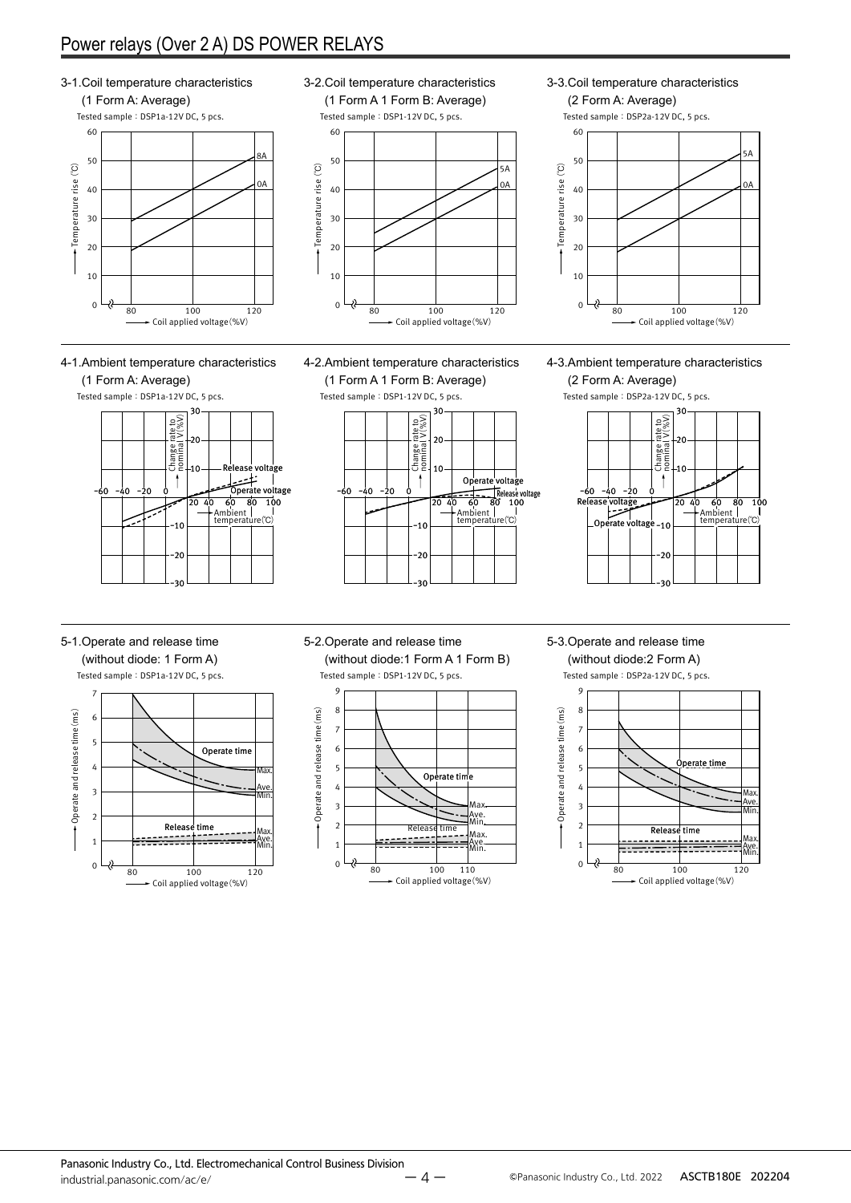3-1.Coil temperature characteristics
(1 Form A: Average)

Tested sample：DSP1a-12V DC, 5 pcs.

3-2.Coil temperature characteristics
(1 Form A 1 Form B: Average)

Tested sample：DSP1-12V DC, 5 pcs.

3-3.Coil temperature characteristics
(2 Form A: Average)

Tested sample：DSP2a-12V DC, 5 pcs.

4-1.Ambient temperature characteristics
(1 Form A: Average)

Tested sample：DSP1a-12V DC, 5 pcs.

4-2.Ambient temperature characteristics
(1 Form A 1 Form B: Average)

Tested sample：DSP1-12V DC, 5 pcs.

4-3.Ambient temperature characteristics
(2 Form A: Average)

Tested sample：DSP2a-12V DC, 5 pcs.

5-1.Operate and release time
(without diode: 1 Form A)

Tested sample：DSP1a-12V DC, 5 pcs.

5-2.Operate and release time
(without diode:1 Form A 1 Form B)

Tested sample：DSP1-12V DC, 5 pcs.

5-3.Operate and release time
(without diode:2 Form A)

Tested sample：DSP2a-12V DC, 5 pcs.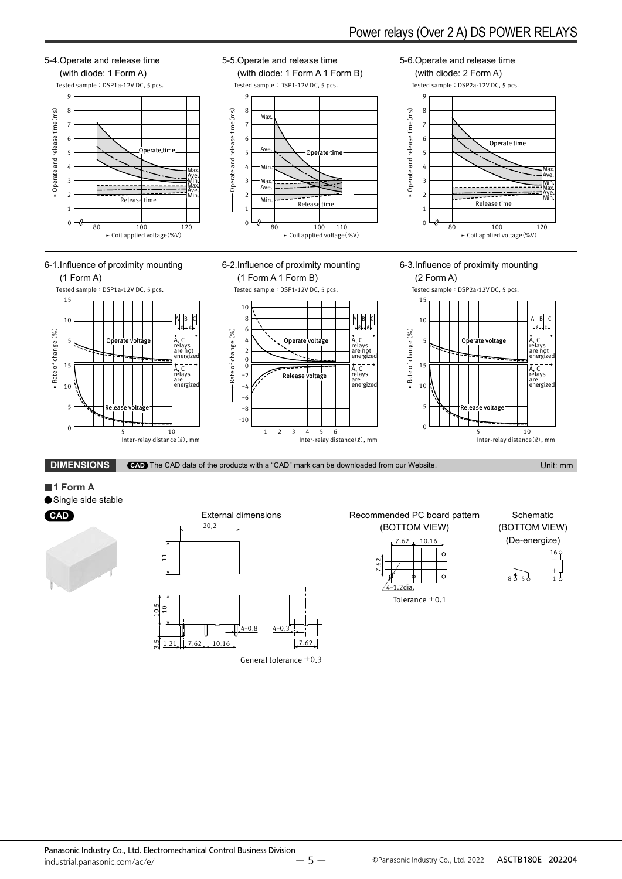5-4.Operate and release time (with diode: 1 Form A)

Tested sample：DSP1a-12V DC, 5 pcs.

5-5.Operate and release time (with diode: 1 Form A 1 Form B)

Tested sample：DSP1-12V DC, 5 pcs.

5-6.Operate and release time (with diode: 2 Form A)

Tested sample：DSP2a-12V DC, 5 pcs.

6-1.Influence of proximity mounting (1 Form A)

Tested sample：DSP1a-12V DC, 5 pcs.

6-2.Influence of proximity mounting (1 Form A 1 Form B)

Tested sample：DSP1-12V DC, 5 pcs.

6-3.Influence of proximity mounting (2 Form A)

Tested sample：DSP2a-12V DC, 5 pcs.

## DIMENSIONS

CAD The CAD data of the products with a “CAD” mark can be downloaded from our Website.

Unit: mm

### 1 Form A

● Single side stable

CAD

External dimensions

General tolerance ±0.3

Recommended PC board pattern (BOTTOM VIEW)

4-1.2dia.

Tolerance ±0.1

Schematic (BOTTOM VIEW) (De-energize)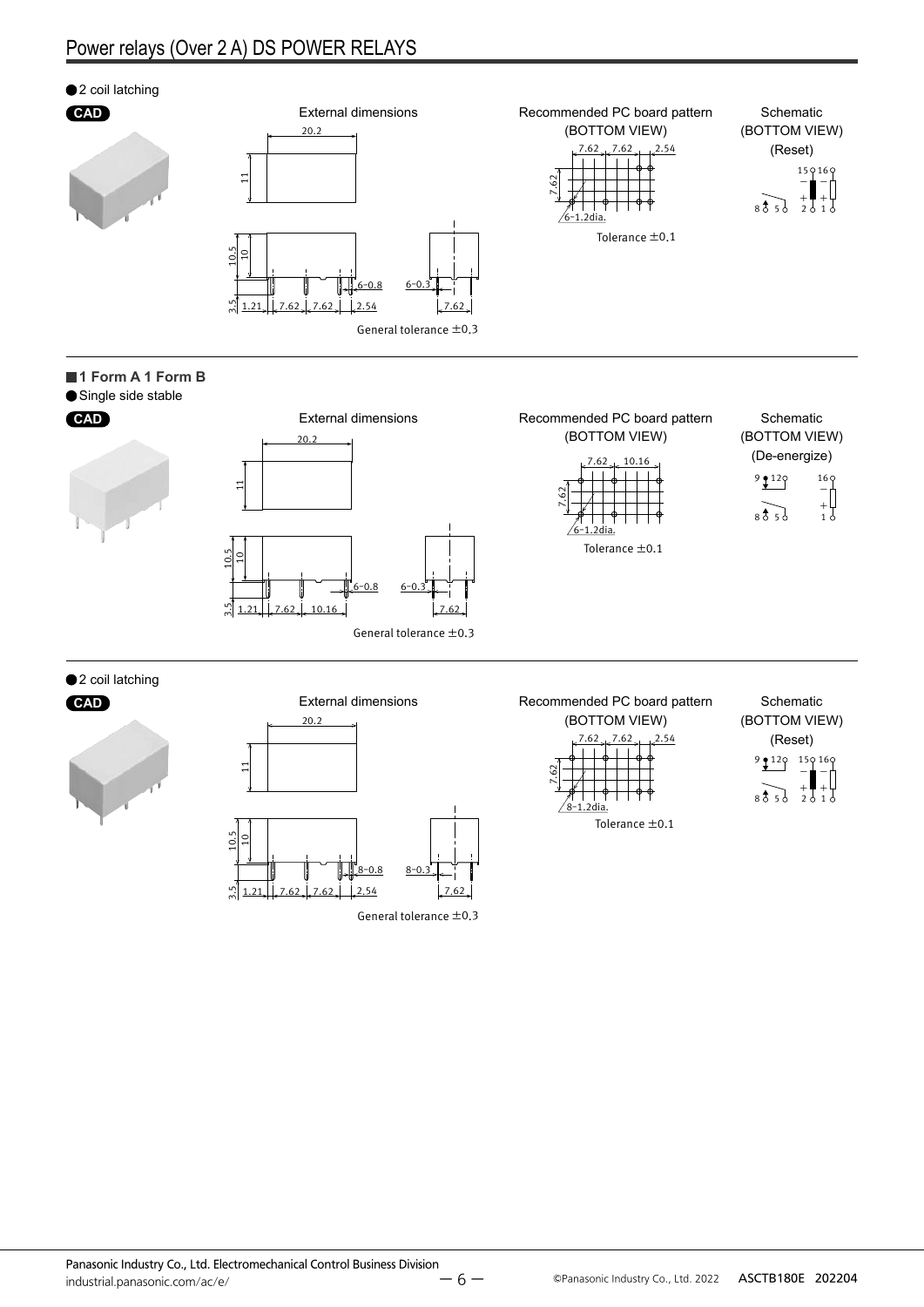## Power relays (Over 2 A) DS POWER RELAYS

● 2 coil latching

CAD

External dimensions

20.2

11

10.5

10

3.5

1.21 7.62 7.62 2.54

6-0.8

6-0.3

7.62

General tolerance ±0.3

Recommended PC board pattern (BOTTOM VIEW)

7.62 7.62 2.54

7.62

6-1.2dia.

Tolerance ±0.1

Schematic (BOTTOM VIEW) (Reset)

15 16

8 5 2 1

### ■ 1 Form A 1 Form B

● Single side stable

CAD

External dimensions

20.2

11

10.5

10

3.5

1.21 7.62 10.16

6-0.8

6-0.3

7.62

General tolerance ±0.3

Recommended PC board pattern (BOTTOM VIEW)

7.62 10.16

7.62

6-1.2dia.

Tolerance ±0.1

Schematic (BOTTOM VIEW) (De-energize)

9 12 16

8 5 1

● 2 coil latching

CAD

External dimensions

20.2

11

10.5

10

3.5

1.21 7.62 7.62 2.54

8-0.8

8-0.3

7.62

General tolerance ±0.3

Recommended PC board pattern (BOTTOM VIEW)

7.62 7.62 2.54

7.62

8-1.2dia.

Tolerance ±0.1

Schematic (BOTTOM VIEW) (Reset)

9 12 15 16

8 5 2 1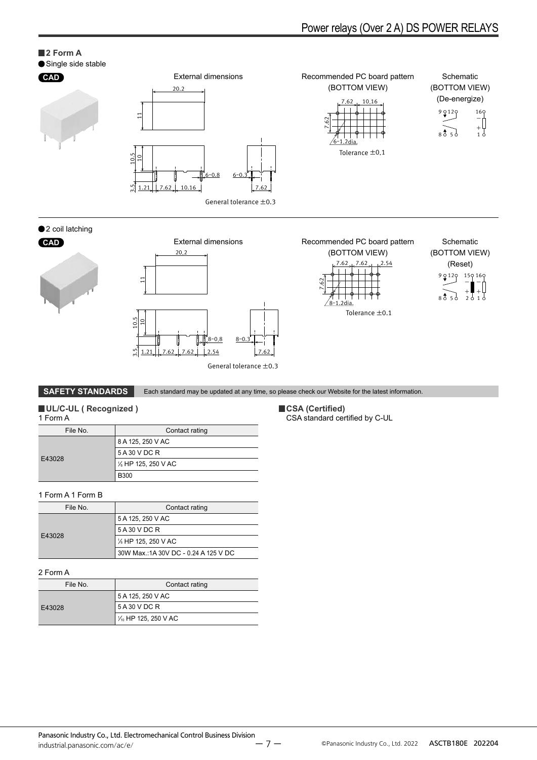## 2 Form A

● Single side stable

CAD

External dimensions

20.2

11

10.5 10

3.5 1.21 7.62 10.16 6-0.8 6-0.3 7.62

General tolerance ±0.3

Recommended PC board pattern (BOTTOM VIEW)

7.62 10.16

7.62

6-1.2dia.

Tolerance ±0.1

Schematic (BOTTOM VIEW) (De-energize)

9 12 16

8 5 1

● 2 coil latching

CAD

External dimensions

20.2

11

10.5 10

3.5 1.21 7.62 7.62 2.54 8-0.8 8-0.3 7.62

General tolerance ±0.3

Recommended PC board pattern (BOTTOM VIEW)

7.62 7.62 2.54

7.62

8-1.2dia.

Tolerance ±0.1

Schematic (BOTTOM VIEW) (Reset)

9 12 15 16

8 5 2 1

**SAFETY STANDARDS** Each standard may be updated at any time, so please check our Website for the latest information.

### UL/C-UL ( Recognized )

1 Form A

| File No. | Contact rating |
|---|---|
| E43028 | 8 A 125, 250 V AC |
| | 5 A 30 V DC R |
| | ⅙ HP 125, 250 V AC |
| | B300 |

1 Form A 1 Form B

| File No. | Contact rating |
|---|---|
| E43028 | 5 A 125, 250 V AC |
| | 5 A 30 V DC R |
| | ⅙ HP 125, 250 V AC |
| | 30W Max.:1A 30V DC - 0.24 A 125 V DC |

2 Form A

| File No. | Contact rating |
|---|---|
| E43028 | 5 A 125, 250 V AC |
| | 5 A 30 V DC R |
| | ⅒ HP 125, 250 V AC |

### CSA (Certified)

CSA standard certified by C-UL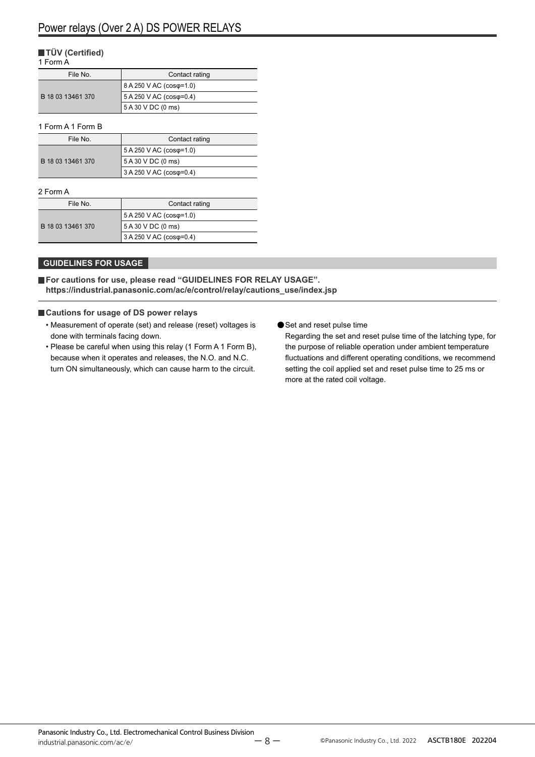### TÜV (Certified)

1 Form A

| File No. | Contact rating |
|---|---|
| B 18 03 13461 370 | 8 A 250 V AC (cosφ=1.0) |
| | 5 A 250 V AC (cosφ=0.4) |
| | 5 A 30 V DC (0 ms) |

1 Form A 1 Form B

| File No. | Contact rating |
|---|---|
| B 18 03 13461 370 | 5 A 250 V AC (cosφ=1.0) |
| | 5 A 30 V DC (0 ms) |
| | 3 A 250 V AC (cosφ=0.4) |

2 Form A

| File No. | Contact rating |
|---|---|
| B 18 03 13461 370 | 5 A 250 V AC (cosφ=1.0) |
| | 5 A 30 V DC (0 ms) |
| | 3 A 250 V AC (cosφ=0.4) |

## GUIDELINES FOR USAGE

### For cautions for use, please read “GUIDELINES FOR RELAY USAGE”.
**https://industrial.panasonic.com/ac/e/control/relay/cautions_use/index.jsp**

### Cautions for usage of DS power relays

- Measurement of operate (set) and release (reset) voltages is done with terminals facing down.
- Please be careful when using this relay (1 Form A 1 Form B), because when it operates and releases, the N.O. and N.C. turn ON simultaneously, which can cause harm to the circuit.

● Set and reset pulse time

Regarding the set and reset pulse time of the latching type, for the purpose of reliable operation under ambient temperature fluctuations and different operating conditions, we recommend setting the coil applied set and reset pulse time to 25 ms or more at the rated coil voltage.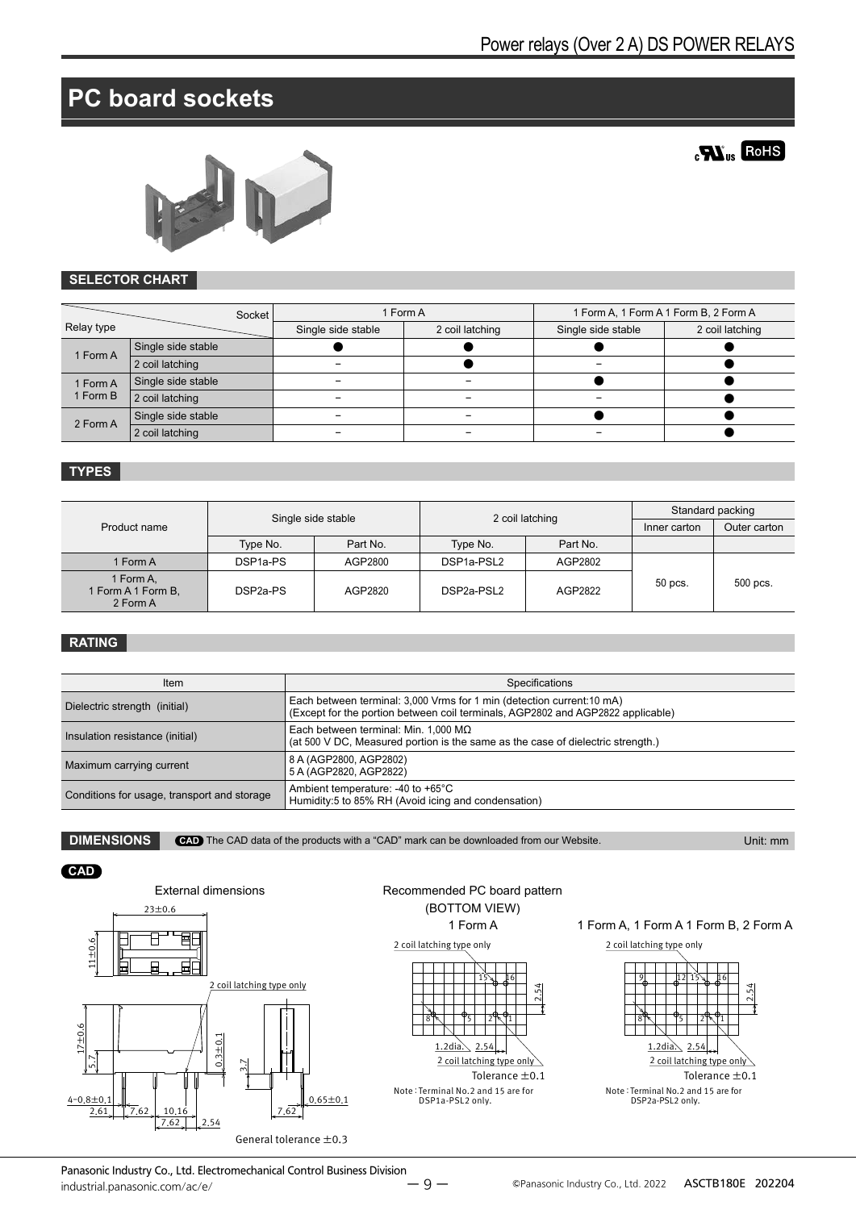# PC board sockets

## SELECTOR CHART

| Relay type | | 1 Form A: Single side stable | 1 Form A: 2 coil latching | 1 Form A, 1 Form A 1 Form B, 2 Form A: Single side stable | 1 Form A, 1 Form A 1 Form B, 2 Form A: 2 coil latching |
|---|---|---|---|---|---|
| 1 Form A | Single side stable | ● | ● | ● | ● |
| | 2 coil latching | – | ● | – | ● |
| 1 Form A 1 Form B | Single side stable | – | – | ● | ● |
| | 2 coil latching | – | – | – | ● |
| 2 Form A | Single side stable | – | – | ● | ● |
| | 2 coil latching | – | – | – | ● |

## TYPES

| Product name | Single side stable | | 2 coil latching | | Standard packing | |
|---|---|---|---|---|---|---|
| | Type No. | Part No. | Type No. | Part No. | Inner carton | Outer carton |
| 1 Form A | DSP1a-PS | AGP2800 | DSP1a-PSL2 | AGP2802 | 50 pcs. | 500 pcs. |
| 1 Form A, 1 Form A 1 Form B, 2 Form A | DSP2a-PS | AGP2820 | DSP2a-PSL2 | AGP2822 | 50 pcs. | 500 pcs. |

## RATING

| Item | Specifications |
|---|---|
| Dielectric strength (initial) | Each between terminal: 3,000 Vrms for 1 min (detection current:10 mA) (Except for the portion between coil terminals, AGP2802 and AGP2822 applicable) |
| Insulation resistance (initial) | Each between terminal: Min. 1,000 MΩ (at 500 V DC, Measured portion is the same as the case of dielectric strength.) |
| Maximum carrying current | 8 A (AGP2800, AGP2802) 5 A (AGP2820, AGP2822) |
| Conditions for usage, transport and storage | Ambient temperature: -40 to +65°C Humidity:5 to 85% RH (Avoid icing and condensation) |

## DIMENSIONS

CAD The CAD data of the products with a “CAD” mark can be downloaded from our Website.

Unit: mm

CAD

External dimensions

23±0.6, 11±0.6, 17±0.6, 5.7, 0.3±0.1, 3.7, 4-0.8±0.1, 2.61, 7.62, 10.16, 7.62, 2.54, 7.62, 0.65±0.1

2 coil latching type only

General tolerance ±0.3

Recommended PC board pattern (BOTTOM VIEW)

1 Form A

2 coil latching type only

1.2dia., 2.54, 2.54

2 coil latching type only

Tolerance ±0.1

Note : Terminal No.2 and 15 are for DSP1a-PSL2 only.

1 Form A, 1 Form A 1 Form B, 2 Form A

2 coil latching type only

1.2dia., 2.54, 2.54

2 coil latching type only

Tolerance ±0.1

Note : Terminal No.2 and 15 are for DSP2a-PSL2 only.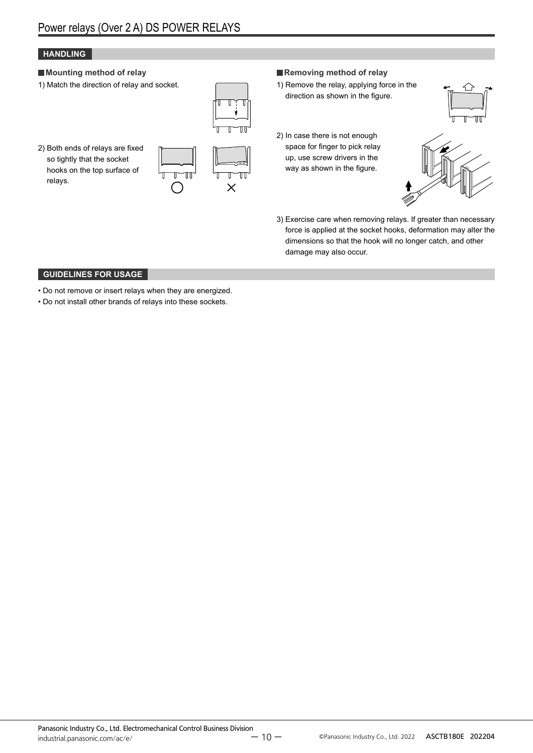## HANDLING

### Mounting method of relay

1) Match the direction of relay and socket.

2) Both ends of relays are fixed so tightly that the socket hooks on the top surface of relays.

### Removing method of relay

1) Remove the relay, applying force in the direction as shown in the figure.

2) In case there is not enough space for finger to pick relay up, use screw drivers in the way as shown in the figure.

3) Exercise care when removing relays. If greater than necessary force is applied at the socket hooks, deformation may alter the dimensions so that the hook will no longer catch, and other damage may also occur.

## GUIDELINES FOR USAGE

- Do not remove or insert relays when they are energized.
- Do not install other brands of relays into these sockets.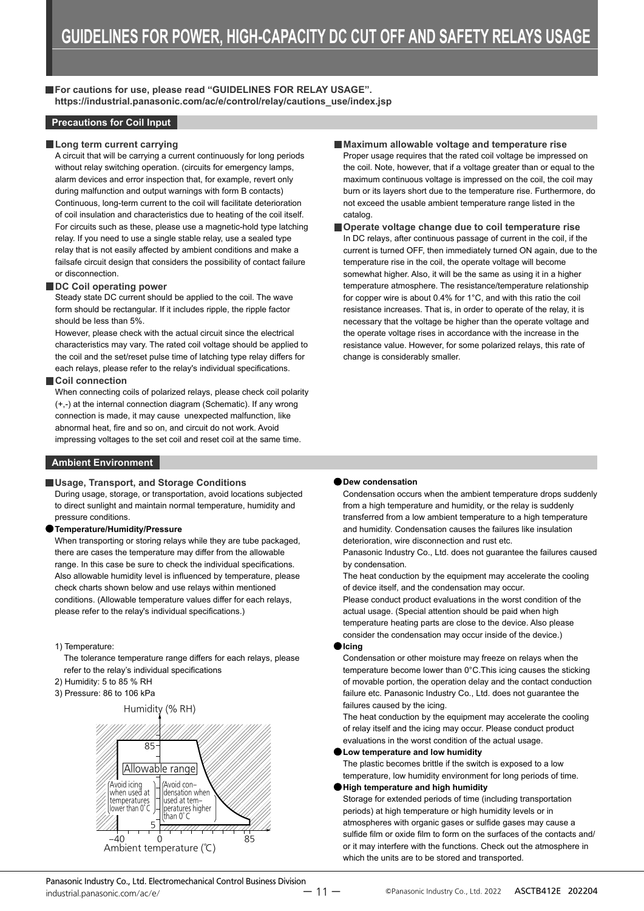# GUIDELINES FOR POWER, HIGH-CAPACITY DC CUT OFF AND SAFETY RELAYS USAGE

■ **For cautions for use, please read "GUIDELINES FOR RELAY USAGE".**
**https://industrial.panasonic.com/ac/e/control/relay/cautions_use/index.jsp**

## Precautions for Coil Input

### ■ Long term current carrying

A circuit that will be carrying a current continuously for long periods without relay switching operation. (circuits for emergency lamps, alarm devices and error inspection that, for example, revert only during malfunction and output warnings with form B contacts) Continuous, long-term current to the coil will facilitate deterioration of coil insulation and characteristics due to heating of the coil itself. For circuits such as these, please use a magnetic-hold type latching relay. If you need to use a single stable relay, use a sealed type relay that is not easily affected by ambient conditions and make a failsafe circuit design that considers the possibility of contact failure or disconnection.

### ■ DC Coil operating power

Steady state DC current should be applied to the coil. The wave form should be rectangular. If it includes ripple, the ripple factor should be less than 5%.

However, please check with the actual circuit since the electrical characteristics may vary. The rated coil voltage should be applied to the coil and the set/reset pulse time of latching type relay differs for each relays, please refer to the relay's individual specifications.

### ■ Coil connection

When connecting coils of polarized relays, please check coil polarity (+,-) at the internal connection diagram (Schematic). If any wrong connection is made, it may cause unexpected malfunction, like abnormal heat, fire and so on, and circuit do not work. Avoid impressing voltages to the set coil and reset coil at the same time.

### ■ Maximum allowable voltage and temperature rise

Proper usage requires that the rated coil voltage be impressed on the coil. Note, however, that if a voltage greater than or equal to the maximum continuous voltage is impressed on the coil, the coil may burn or its layers short due to the temperature rise. Furthermore, do not exceed the usable ambient temperature range listed in the catalog.

### ■ Operate voltage change due to coil temperature rise

In DC relays, after continuous passage of current in the coil, if the current is turned OFF, then immediately turned ON again, due to the temperature rise in the coil, the operate voltage will become somewhat higher. Also, it will be the same as using it in a higher temperature atmosphere. The resistance/temperature relationship for copper wire is about 0.4% for 1°C, and with this ratio the coil resistance increases. That is, in order to operate of the relay, it is necessary that the voltage be higher than the operate voltage and the operate voltage rises in accordance with the increase in the resistance value. However, for some polarized relays, this rate of change is considerably smaller.

## Ambient Environment

### ■ Usage, Transport, and Storage Conditions

During usage, storage, or transportation, avoid locations subjected to direct sunlight and maintain normal temperature, humidity and pressure conditions.

#### ● Temperature/Humidity/Pressure

When transporting or storing relays while they are tube packaged, there are cases the temperature may differ from the allowable range. In this case be sure to check the individual specifications. Also allowable humidity level is influenced by temperature, please check charts shown below and use relays within mentioned conditions. (Allowable temperature values differ for each relays, please refer to the relay's individual specifications.)

1) Temperature:
   The tolerance temperature range differs for each relays, please refer to the relay's individual specifications
2) Humidity: 5 to 85 % RH
3) Pressure: 86 to 106 kPa

Humidity (% RH)
85
Allowable range
(Avoid icing when used at temperatures lower than 0°C)
(Avoid condensation when used at temperatures higher than 0°C)
5
–40 0 85
Ambient temperature (℃)

#### ● Dew condensation

Condensation occurs when the ambient temperature drops suddenly from a high temperature and humidity, or the relay is suddenly transferred from a low ambient temperature to a high temperature and humidity. Condensation causes the failures like insulation deterioration, wire disconnection and rust etc.

Panasonic Industry Co., Ltd. does not guarantee the failures caused by condensation.

The heat conduction by the equipment may accelerate the cooling of device itself, and the condensation may occur.

Please conduct product evaluations in the worst condition of the actual usage. (Special attention should be paid when high temperature heating parts are close to the device. Also please consider the condensation may occur inside of the device.)

#### ● Icing

Condensation or other moisture may freeze on relays when the temperature become lower than 0°C.This icing causes the sticking of movable portion, the operation delay and the contact conduction failure etc. Panasonic Industry Co., Ltd. does not guarantee the failures caused by the icing.

The heat conduction by the equipment may accelerate the cooling of relay itself and the icing may occur. Please conduct product evaluations in the worst condition of the actual usage.

#### ● Low temperature and low humidity

The plastic becomes brittle if the switch is exposed to a low temperature, low humidity environment for long periods of time.

#### ● High temperature and high humidity

Storage for extended periods of time (including transportation periods) at high temperature or high humidity levels or in atmospheres with organic gases or sulfide gases may cause a sulfide film or oxide film to form on the surfaces of the contacts and/or it may interfere with the functions. Check out the atmosphere in which the units are to be stored and transported.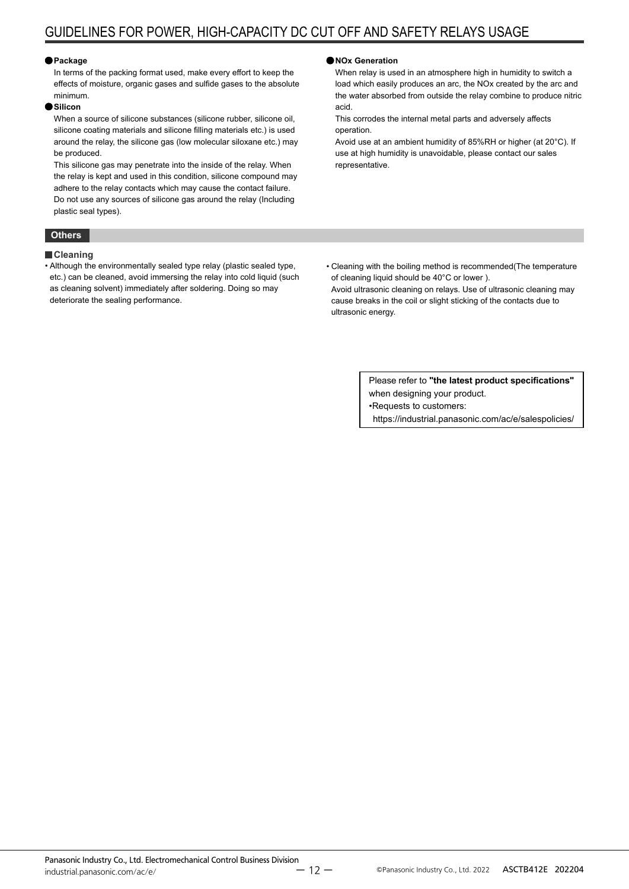### Package

In terms of the packing format used, make every effort to keep the effects of moisture, organic gases and sulfide gases to the absolute minimum.

### Silicon

When a source of silicone substances (silicone rubber, silicone oil, silicone coating materials and silicone filling materials etc.) is used around the relay, the silicone gas (low molecular siloxane etc.) may be produced.

This silicone gas may penetrate into the inside of the relay. When the relay is kept and used in this condition, silicone compound may adhere to the relay contacts which may cause the contact failure. Do not use any sources of silicone gas around the relay (Including plastic seal types).

### NOx Generation

When relay is used in an atmosphere high in humidity to switch a load which easily produces an arc, the NOx created by the arc and the water absorbed from outside the relay combine to produce nitric acid.

This corrodes the internal metal parts and adversely affects operation.

Avoid use at an ambient humidity of 85%RH or higher (at 20°C). If use at high humidity is unavoidable, please contact our sales representative.

## Others

### Cleaning

- Although the environmentally sealed type relay (plastic sealed type, etc.) can be cleaned, avoid immersing the relay into cold liquid (such as cleaning solvent) immediately after soldering. Doing so may deteriorate the sealing performance.
- Cleaning with the boiling method is recommended(The temperature of cleaning liquid should be 40°C or lower ).
  Avoid ultrasonic cleaning on relays. Use of ultrasonic cleaning may cause breaks in the coil or slight sticking of the contacts due to ultrasonic energy.

Please refer to **"the latest product specifications"** when designing your product.
•Requests to customers:
https://industrial.panasonic.com/ac/e/salespolicies/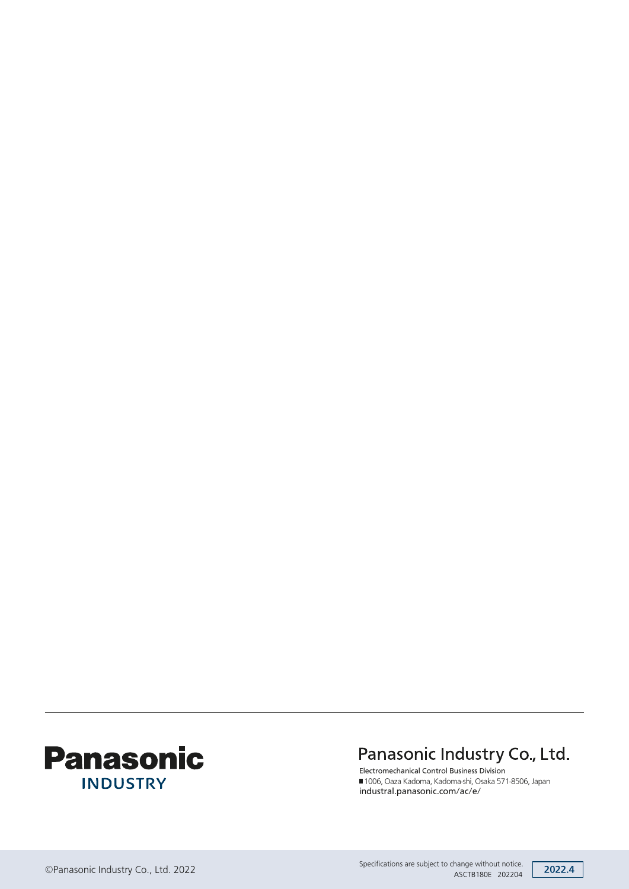Panasonic
INDUSTRY

## Panasonic Industry Co., Ltd.

Electromechanical Control Business Division
■1006, Oaza Kadoma, Kadoma-shi, Osaka 571-8506, Japan
industral.panasonic.com/ac/e/

©Panasonic Industry Co., Ltd. 2022

Specifications are subject to change without notice.
ASCTB180E 202204

**2022.4**